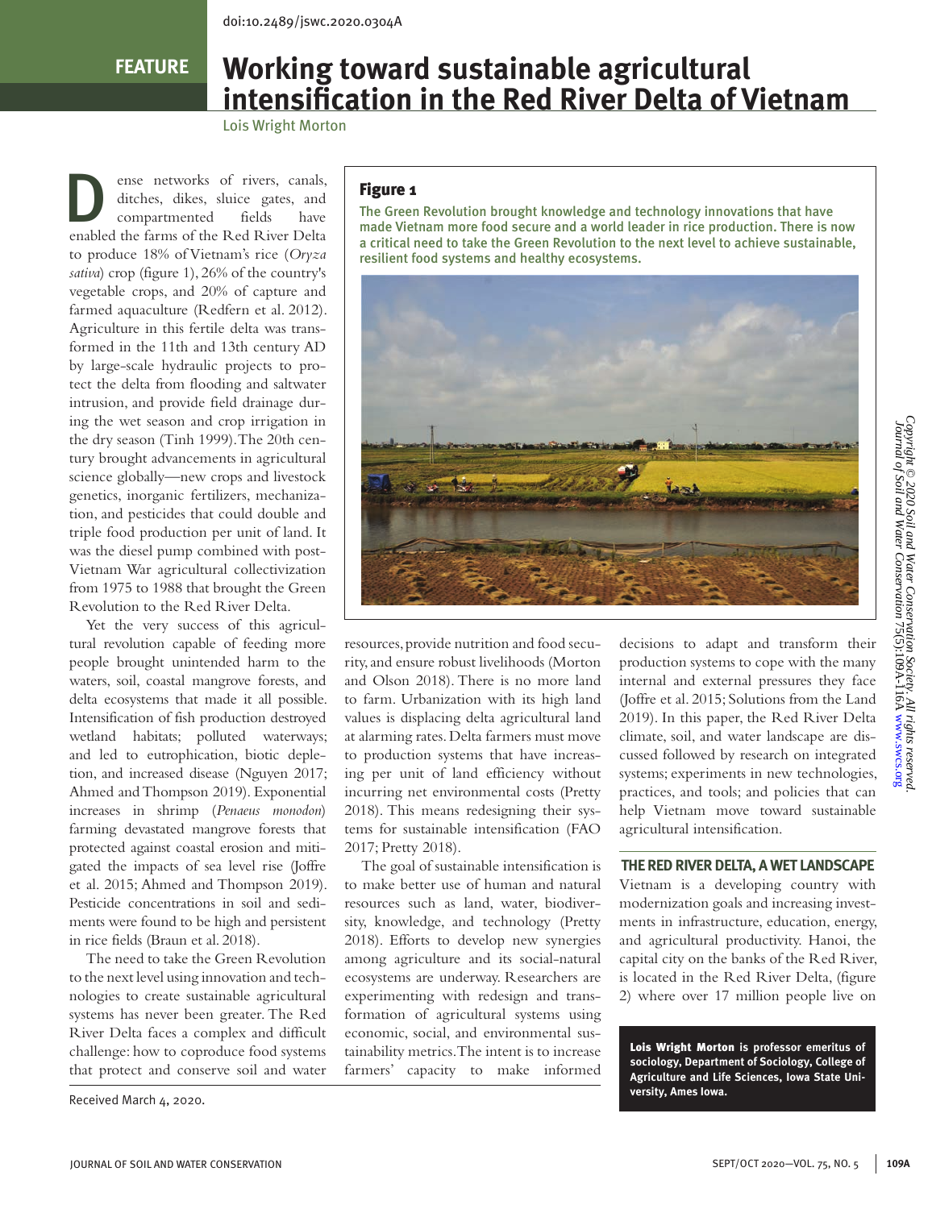doi:10.2489/jswc.2020.0304A

FEATURE

# Working toward sustainable agricultural intensification in the Red River Delta of Vietnam

Lois Wright Morton

Dense networks of rivers, canals, ditches, dikes, sluice gates, and compartmented fields have enabled the farms of the Red River Delta to produce 18% of Vietnam's rice (*Oryza sativa*) crop (figure 1), 26% of the country's vegetable crops, and 20% of capture and farmed aquaculture (Redfern et al. 2012). Agriculture in this fertile delta was transformed in the 11th and 13th century AD by large-scale hydraulic projects to protect the delta from flooding and saltwater intrusion, and provide field drainage during the wet season and crop irrigation in the dry season (Tinh 1999). The 20th century brought advancements in agricultural science globally—new crops and livestock genetics, inorganic fertilizers, mechanization, and pesticides that could double and triple food production per unit of land. It was the diesel pump combined with post-Vietnam War agricultural collectivization from 1975 to 1988 that brought the Green Revolution to the Red River Delta.

Yet the very success of this agricultural revolution capable of feeding more people brought unintended harm to the waters, soil, coastal mangrove forests, and delta ecosystems that made it all possible. Intensification of fish production destroyed wetland habitats; polluted waterways; and led to eutrophication, biotic depletion, and increased disease (Nguyen 2017; Ahmed and Thompson 2019). Exponential increases in shrimp (*Penaeus monodon*) farming devastated mangrove forests that protected against coastal erosion and mitigated the impacts of sea level rise (Joffre et al. 2015; Ahmed and Thompson 2019). Pesticide concentrations in soil and sediments were found to be high and persistent in rice fields (Braun et al. 2018).

The need to take the Green Revolution to the next level using innovation and technologies to create sustainable agricultural systems has never been greater. The Red River Delta faces a complex and difficult challenge: how to coproduce food systems that protect and conserve soil and water resources, provide nutrition and food security, and ensure robust livelihoods (Morton and Olson 2018). There is no more land to farm. Urbanization with its high land values is displacing delta agricultural land at alarming rates. Delta farmers must move to production systems that have increasing per unit of land efficiency without incurring net environmental costs (Pretty 2018). This means redesigning their systems for sustainable intensification (FAO 2017; Pretty 2018).

The goal of sustainable intensification is to make better use of human and natural resources such as land, water, biodiversity, knowledge, and technology (Pretty 2018). Efforts to develop new synergies among agriculture and its social-natural ecosystems are underway. Researchers are experimenting with redesign and transformation of agricultural systems using economic, social, and environmental sustainability metrics. The intent is to increase farmers' capacity to make informed decisions to adapt and transform their production systems to cope with the many internal and external pressures they face (Joffre et al. 2015; Solutions from the Land 2019). In this paper, the Red River Delta climate, soil, and water landscape are discussed followed by research on integrated systems; experiments in new technologies, practices, and tools; and policies that can help Vietnam move toward sustainable agricultural intensification.

**Figure 1**

The Green Revolution brought knowledge and technology innovations that have made Vietnam more food secure and a world leader in rice production. There is now a critical need to take the Green Revolution to the next level to achieve sustainable, resilient food systems and healthy ecosystems.

## THE RED RIVER DELTA, A WET LANDSCAPE

Vietnam is a developing country with modernization goals and increasing investments in infrastructure, education, energy, and agricultural productivity. Hanoi, the capital city on the banks of the Red River, is located in the Red River Delta, (figure 2) where over 17 million people live on

**Lois Wright Morton** is professor emeritus of sociology, Department of Sociology, College of Agriculture and Life Sciences, Iowa State University, Ames Iowa.

Received March 4, 2020.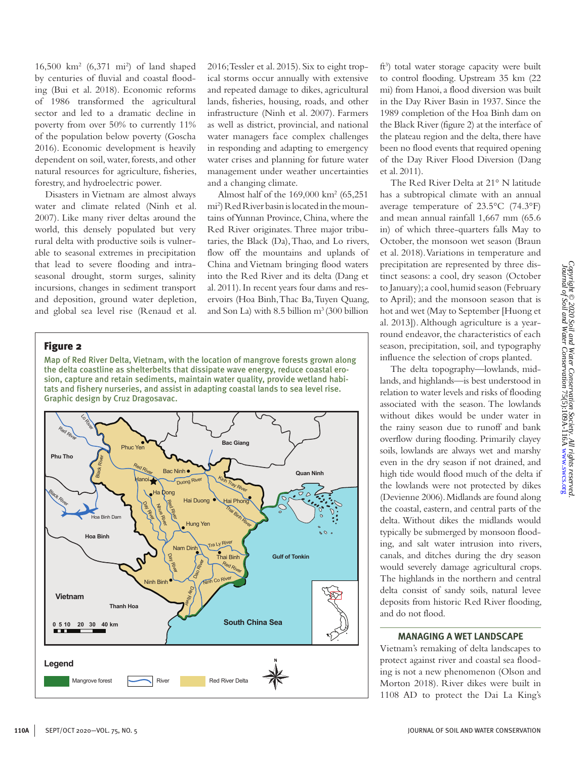16,500 km$^2$ (6,371 mi$^2$) of land shaped by centuries of fluvial and coastal flooding (Bui et al. 2018). Economic reforms of 1986 transformed the agricultural sector and led to a dramatic decline in poverty from over 50% to currently 11% of the population below poverty (Goscha 2016). Economic development is heavily dependent on soil, water, forests, and other natural resources for agriculture, fisheries, forestry, and hydroelectric power.

Disasters in Vietnam are almost always water and climate related (Ninh et al. 2007). Like many river deltas around the world, this densely populated but very rural delta with productive soils is vulnerable to seasonal extremes in precipitation that lead to severe flooding and intraseasonal drought, storm surges, salinity incursions, changes in sediment transport and deposition, ground water depletion, and global sea level rise (Renaud et al. 2016; Tessler et al. 2015). Six to eight tropical storms occur annually with extensive and repeated damage to dikes, agricultural lands, fisheries, housing, roads, and other infrastructure (Ninh et al. 2007). Farmers as well as district, provincial, and national water managers face complex challenges in responding and adapting to emergency water crises and planning for future water management under weather uncertainties and a changing climate.

Almost half of the 169,000 km$^2$ (65,251 mi$^2$) Red River basin is located in the mountains of Yunnan Province, China, where the Red River originates. Three major tributaries, the Black (Da), Thao, and Lo rivers, flow off the mountains and uplands of China and Vietnam bringing flood waters into the Red River and its delta (Dang et al. 2011). In recent years four dams and reservoirs (Hoa Binh, Thac Ba, Tuyen Quang, and Son La) with 8.5 billion m$^3$ (300 billion ft$^3$) total water storage capacity were built to control flooding. Upstream 35 km (22 mi) from Hanoi, a flood diversion was built in the Day River Basin in 1937. Since the 1989 completion of the Hoa Binh dam on the Black River (figure 2) at the interface of the plateau region and the delta, there have been no flood events that required opening of the Day River Flood Diversion (Dang et al. 2011).

**Figure 2**

Map of Red River Delta, Vietnam, with the location of mangrove forests grown along the delta coastline as shelterbelts that dissipate wave energy, reduce coastal erosion, capture and retain sediments, maintain water quality, provide wetland habitats and fishery nurseries, and assist in adapting coastal lands to sea level rise. Graphic design by Cruz Dragosavac.

The Red River Delta at 21° N latitude has a subtropical climate with an annual average temperature of 23.5°C (74.3°F) and mean annual rainfall 1,667 mm (65.6 in) of which three-quarters falls May to October, the monsoon wet season (Braun et al. 2018). Variations in temperature and precipitation are represented by three distinct seasons: a cool, dry season (October to January); a cool, humid season (February to April); and the monsoon season that is hot and wet (May to September [Huong et al. 2013]). Although agriculture is a year-round endeavor, the characteristics of each season, precipitation, soil, and typography influence the selection of crops planted.

The delta topography—lowlands, midlands, and highlands—is best understood in relation to water levels and risks of flooding associated with the season. The lowlands without dikes would be under water in the rainy season due to runoff and bank overflow during flooding. Primarily clayey soils, lowlands are always wet and marshy even in the dry season if not drained, and high tide would flood much of the delta if the lowlands were not protected by dikes (Devienne 2006). Midlands are found along the coastal, eastern, and central parts of the delta. Without dikes the midlands would typically be submerged by monsoon flooding, and salt water intrusion into rivers, canals, and ditches during the dry season would severely damage agricultural crops. The highlands in the northern and central delta consist of sandy soils, natural levee deposits from historic Red River flooding, and do not flood.

## MANAGING A WET LANDSCAPE

Vietnam's remaking of delta landscapes to protect against river and coastal sea flooding is not a new phenomenon (Olson and Morton 2018). River dikes were built in 1108 AD to protect the Dai La King's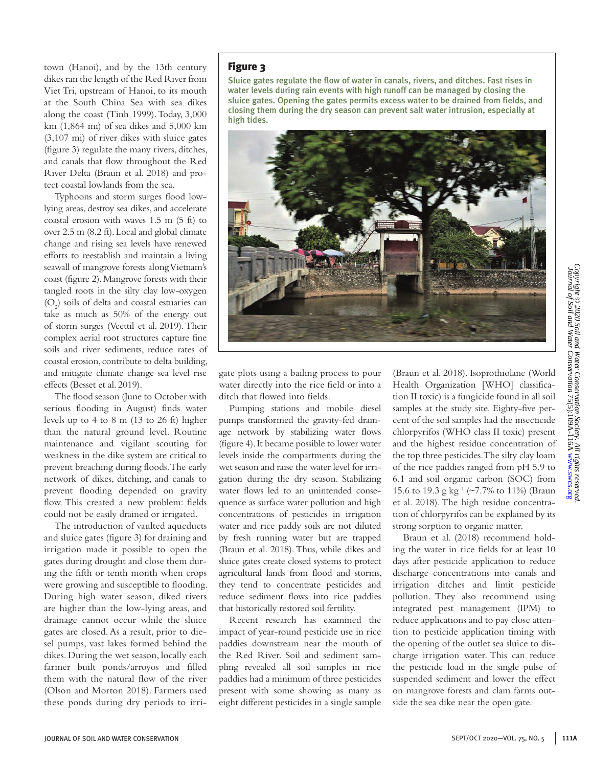town (Hanoi), and by the 13th century dikes ran the length of the Red River from Viet Tri, upstream of Hanoi, to its mouth at the South China Sea with sea dikes along the coast (Tinh 1999). Today, 3,000 km (1,864 mi) of sea dikes and 5,000 km (3,107 mi) of river dikes with sluice gates (figure 3) regulate the many rivers, ditches, and canals that flow throughout the Red River Delta (Braun et al. 2018) and protect coastal lowlands from the sea.

Typhoons and storm surges flood low-lying areas, destroy sea dikes, and accelerate coastal erosion with waves 1.5 m (5 ft) to over 2.5 m (8.2 ft). Local and global climate change and rising sea levels have renewed efforts to reestablish and maintain a living seawall of mangrove forests along Vietnam's coast (figure 2). Mangrove forests with their tangled roots in the silty clay low-oxygen ($O_2$) soils of delta and coastal estuaries can take as much as 50% of the energy out of storm surges (Veettil et al. 2019). Their complex aerial root structures capture fine soils and river sediments, reduce rates of coastal erosion, contribute to delta building, and mitigate climate change sea level rise effects (Besset et al. 2019).

The flood season (June to October with serious flooding in August) finds water levels up to 4 to 8 m (13 to 26 ft) higher than the natural ground level. Routine maintenance and vigilant scouting for weakness in the dike system are critical to prevent breaching during floods. The early network of dikes, ditching, and canals to prevent flooding depended on gravity flow. This created a new problem: fields could not be easily drained or irrigated.

The introduction of vaulted aqueducts and sluice gates (figure 3) for draining and irrigation made it possible to open the gates during drought and close them during the fifth or tenth month when crops were growing and susceptible to flooding. During high water season, diked rivers are higher than the low-lying areas, and drainage cannot occur while the sluice gates are closed. As a result, prior to diesel pumps, vast lakes formed behind the dikes. During the wet season, locally each farmer built ponds/arroyos and filled them with the natural flow of the river (Olson and Morton 2018). Farmers used these ponds during dry periods to irrigate plots using a bailing process to pour water directly into the rice field or into a ditch that flowed into fields.

**Figure 3**

Sluice gates regulate the flow of water in canals, rivers, and ditches. Fast rises in water levels during rain events with high runoff can be managed by closing the sluice gates. Opening the gates permits excess water to be drained from fields, and closing them during the dry season can prevent salt water intrusion, especially at high tides.

Pumping stations and mobile diesel pumps transformed the gravity-fed drainage network by stabilizing water flows (figure 4). It became possible to lower water levels inside the compartments during the wet season and raise the water level for irrigation during the dry season. Stabilizing water flows led to an unintended consequence as surface water pollution and high concentrations of pesticides in irrigation water and rice paddy soils are not diluted by fresh running water but are trapped (Braun et al. 2018). Thus, while dikes and sluice gates create closed systems to protect agricultural lands from flood and storms, they tend to concentrate pesticides and reduce sediment flows into rice paddies that historically restored soil fertility.

Recent research has examined the impact of year-round pesticide use in rice paddies downstream near the mouth of the Red River. Soil and sediment sampling revealed all soil samples in rice paddies had a minimum of three pesticides present with some showing as many as eight different pesticides in a single sample (Braun et al. 2018). Isoprothiolane (World Health Organization [WHO] classification II toxic) is a fungicide found in all soil samples at the study site. Eighty-five percent of the soil samples had the insecticide chlorpyrifos (WHO class II toxic) present and the highest residue concentration of the top three pesticides. The silty clay loam of the rice paddies ranged from pH 5.9 to 6.1 and soil organic carbon (SOC) from 15.6 to 19.3 g kg$^{-1}$ (~7.7% to 11%) (Braun et al. 2018). The high residue concentration of chlorpyrifos can be explained by its strong sorption to organic matter.

Braun et al. (2018) recommend holding the water in rice fields for at least 10 days after pesticide application to reduce discharge concentrations into canals and irrigation ditches and limit pesticide pollution. They also recommend using integrated pest management (IPM) to reduce applications and to pay close attention to pesticide application timing with the opening of the outlet sea sluice to discharge irrigation water. This can reduce the pesticide load in the single pulse of suspended sediment and lower the effect on mangrove forests and clam farms outside the sea dike near the open gate.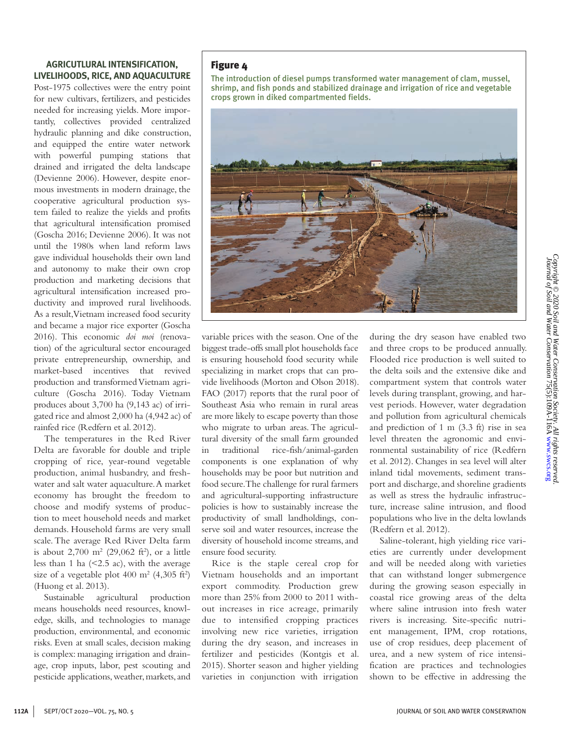## AGRICUTLURAL INTENSIFICATION, LIVELIHOODS, RICE, AND AQUACULTURE

Post-1975 collectives were the entry point for new cultivars, fertilizers, and pesticides needed for increasing yields. More importantly, collectives provided centralized hydraulic planning and dike construction, and equipped the entire water network with powerful pumping stations that drained and irrigated the delta landscape (Devienne 2006). However, despite enormous investments in modern drainage, the cooperative agricultural production system failed to realize the yields and profits that agricultural intensification promised (Goscha 2016; Devienne 2006). It was not until the 1980s when land reform laws gave individual households their own land and autonomy to make their own crop production and marketing decisions that agricultural intensification increased productivity and improved rural livelihoods. As a result, Vietnam increased food security and became a major rice exporter (Goscha 2016). This economic *doi moi* (renovation) of the agricultural sector encouraged private entrepreneurship, ownership, and market-based incentives that revived production and transformed Vietnam agriculture (Goscha 2016). Today Vietnam produces about 3,700 ha (9,143 ac) of irrigated rice and almost 2,000 ha (4,942 ac) of rainfed rice (Redfern et al. 2012).

The temperatures in the Red River Delta are favorable for double and triple cropping of rice, year-round vegetable production, animal husbandry, and freshwater and salt water aquaculture. A market economy has brought the freedom to choose and modify systems of production to meet household needs and market demands. Household farms are very small scale. The average Red River Delta farm is about 2,700 m$^2$ (29,062 ft$^2$), or a little less than 1 ha (<2.5 ac), with the average size of a vegetable plot 400 m$^2$ (4,305 ft$^2$) (Huong et al. 2013).

Sustainable agricultural production means households need resources, knowledge, skills, and technologies to manage production, environmental, and economic risks. Even at small scales, decision making is complex: managing irrigation and drainage, crop inputs, labor, pest scouting and pesticide applications, weather, markets, and variable prices with the season. One of the biggest trade-offs small plot households face is ensuring household food security while specializing in market crops that can provide livelihoods (Morton and Olson 2018). FAO (2017) reports that the rural poor of Southeast Asia who remain in rural areas are more likely to escape poverty than those who migrate to urban areas. The agricultural diversity of the small farm grounded in traditional rice-fish/animal-garden components is one explanation of why households may be poor but nutrition and food secure. The challenge for rural farmers and agricultural-supporting infrastructure policies is how to sustainably increase the productivity of small landholdings, conserve soil and water resources, increase the diversity of household income streams, and ensure food security.

Rice is the staple cereal crop for Vietnam households and an important export commodity. Production grew more than 25% from 2000 to 2011 without increases in rice acreage, primarily due to intensified cropping practices involving new rice varieties, irrigation during the dry season, and increases in fertilizer and pesticides (Kontgis et al. 2015). Shorter season and higher yielding varieties in conjunction with irrigation during the dry season have enabled two and three crops to be produced annually. Flooded rice production is well suited to the delta soils and the extensive dike and compartment system that controls water levels during transplant, growing, and harvest periods. However, water degradation and pollution from agricultural chemicals and prediction of 1 m (3.3 ft) rise in sea level threaten the agronomic and environmental sustainability of rice (Redfern et al. 2012). Changes in sea level will alter inland tidal movements, sediment transport and discharge, and shoreline gradients as well as stress the hydraulic infrastructure, increase saline intrusion, and flood populations who live in the delta lowlands (Redfern et al. 2012).

Saline-tolerant, high yielding rice varieties are currently under development and will be needed along with varieties that can withstand longer submergence during the growing season especially in coastal rice growing areas of the delta where saline intrusion into fresh water rivers is increasing. Site-specific nutrient management, IPM, crop rotations, use of crop residues, deep placement of urea, and a new system of rice intensification are practices and technologies shown to be effective in addressing the

**Figure 4**

The introduction of diesel pumps transformed water management of clam, mussel, shrimp, and fish ponds and stabilized drainage and irrigation of rice and vegetable crops grown in diked compartmented fields.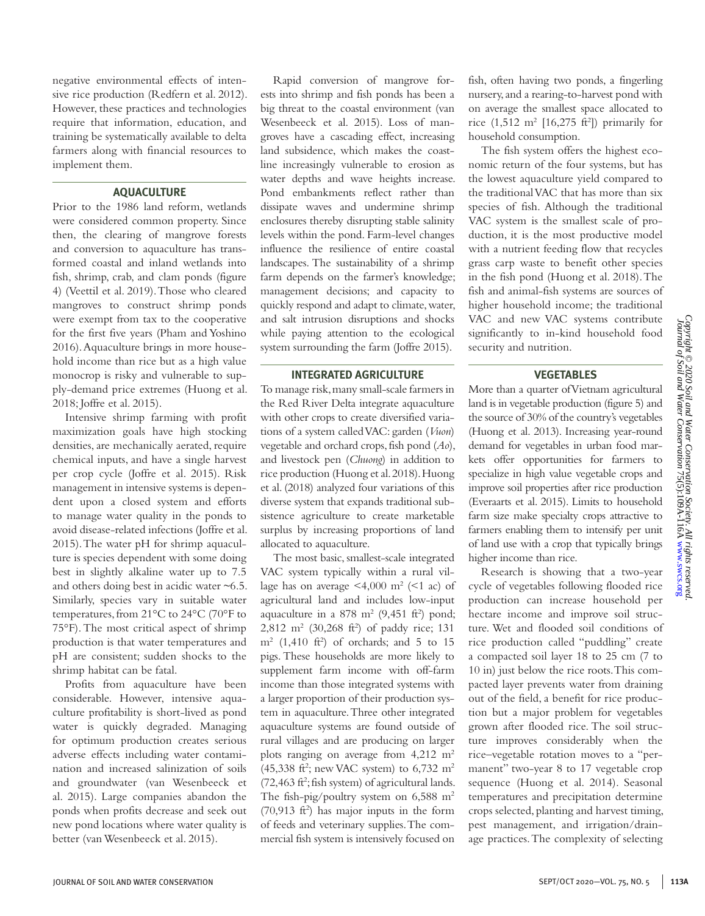negative environmental effects of intensive rice production (Redfern et al. 2012). However, these practices and technologies require that information, education, and training be systematically available to delta farmers along with financial resources to implement them.

## AQUACULTURE

Prior to the 1986 land reform, wetlands were considered common property. Since then, the clearing of mangrove forests and conversion to aquaculture has transformed coastal and inland wetlands into fish, shrimp, crab, and clam ponds (figure 4) (Veettil et al. 2019). Those who cleared mangroves to construct shrimp ponds were exempt from tax to the cooperative for the first five years (Pham and Yoshino 2016). Aquaculture brings in more household income than rice but as a high value monocrop is risky and vulnerable to supply-demand price extremes (Huong et al. 2018; Joffre et al. 2015).

Intensive shrimp farming with profit maximization goals have high stocking densities, are mechanically aerated, require chemical inputs, and have a single harvest per crop cycle (Joffre et al. 2015). Risk management in intensive systems is dependent upon a closed system and efforts to manage water quality in the ponds to avoid disease-related infections (Joffre et al. 2015). The water pH for shrimp aquaculture is species dependent with some doing best in slightly alkaline water up to 7.5 and others doing best in acidic water ~6.5. Similarly, species vary in suitable water temperatures, from 21°C to 24°C (70°F to 75°F). The most critical aspect of shrimp production is that water temperatures and pH are consistent; sudden shocks to the shrimp habitat can be fatal.

Profits from aquaculture have been considerable. However, intensive aquaculture profitability is short-lived as pond water is quickly degraded. Managing for optimum production creates serious adverse effects including water contamination and increased salinization of soils and groundwater (van Wesenbeeck et al. 2015). Large companies abandon the ponds when profits decrease and seek out new pond locations where water quality is better (van Wesenbeeck et al. 2015).

Rapid conversion of mangrove forests into shrimp and fish ponds has been a big threat to the coastal environment (van Wesenbeeck et al. 2015). Loss of mangroves have a cascading effect, increasing land subsidence, which makes the coastline increasingly vulnerable to erosion as water depths and wave heights increase. Pond embankments reflect rather than dissipate waves and undermine shrimp enclosures thereby disrupting stable salinity levels within the pond. Farm-level changes influence the resilience of entire coastal landscapes. The sustainability of a shrimp farm depends on the farmer's knowledge; management decisions; and capacity to quickly respond and adapt to climate, water, and salt intrusion disruptions and shocks while paying attention to the ecological system surrounding the farm (Joffre 2015).

## INTEGRATED AGRICULTURE

To manage risk, many small-scale farmers in the Red River Delta integrate aquaculture with other crops to create diversified variations of a system called VAC: garden (*Vuon*) vegetable and orchard crops, fish pond (*Ao*), and livestock pen (*Chuong*) in addition to rice production (Huong et al. 2018). Huong et al. (2018) analyzed four variations of this diverse system that expands traditional subsistence agriculture to create marketable surplus by increasing proportions of land allocated to aquaculture.

The most basic, smallest-scale integrated VAC system typically within a rural village has on average <4,000 m$^2$ (<1 ac) of agricultural land and includes low-input aquaculture in a 878 m$^2$ (9,451 ft$^2$) pond; 2,812 m$^2$ (30,268 ft$^2$) of paddy rice; 131 m$^2$ (1,410 ft$^2$) of orchards; and 5 to 15 pigs. These households are more likely to supplement farm income with off-farm income than those integrated systems with a larger proportion of their production system in aquaculture. Three other integrated aquaculture systems are found outside of rural villages and are producing on larger plots ranging on average from 4,212 m$^2$ (45,338 ft$^2$; new VAC system) to 6,732 m$^2$ (72,463 ft$^2$; fish system) of agricultural lands. The fish-pig/poultry system on 6,588 m$^2$ (70,913 ft$^2$) has major inputs in the form of feeds and veterinary supplies. The commercial fish system is intensively focused on fish, often having two ponds, a fingerling nursery, and a rearing-to-harvest pond with on average the smallest space allocated to rice (1,512 m$^2$ [16,275 ft$^2$]) primarily for household consumption.

The fish system offers the highest economic return of the four systems, but has the lowest aquaculture yield compared to the traditional VAC that has more than six species of fish. Although the traditional VAC system is the smallest scale of production, it is the most productive model with a nutrient feeding flow that recycles grass carp waste to benefit other species in the fish pond (Huong et al. 2018). The fish and animal-fish systems are sources of higher household income; the traditional VAC and new VAC systems contribute significantly to in-kind household food security and nutrition.

## VEGETABLES

More than a quarter of Vietnam agricultural land is in vegetable production (figure 5) and the source of 30% of the country's vegetables (Huong et al. 2013). Increasing year-round demand for vegetables in urban food markets offer opportunities for farmers to specialize in high value vegetable crops and improve soil properties after rice production (Everaarts et al. 2015). Limits to household farm size make specialty crops attractive to farmers enabling them to intensify per unit of land use with a crop that typically brings higher income than rice.

Research is showing that a two-year cycle of vegetables following flooded rice production can increase household per hectare income and improve soil structure. Wet and flooded soil conditions of rice production called "puddling" create a compacted soil layer 18 to 25 cm (7 to 10 in) just below the rice roots. This compacted layer prevents water from draining out of the field, a benefit for rice production but a major problem for vegetables grown after flooded rice. The soil structure improves considerably when the rice–vegetable rotation moves to a "permanent" two-year 8 to 17 vegetable crop sequence (Huong et al. 2014). Seasonal temperatures and precipitation determine crops selected, planting and harvest timing, pest management, and irrigation/drainage practices. The complexity of selecting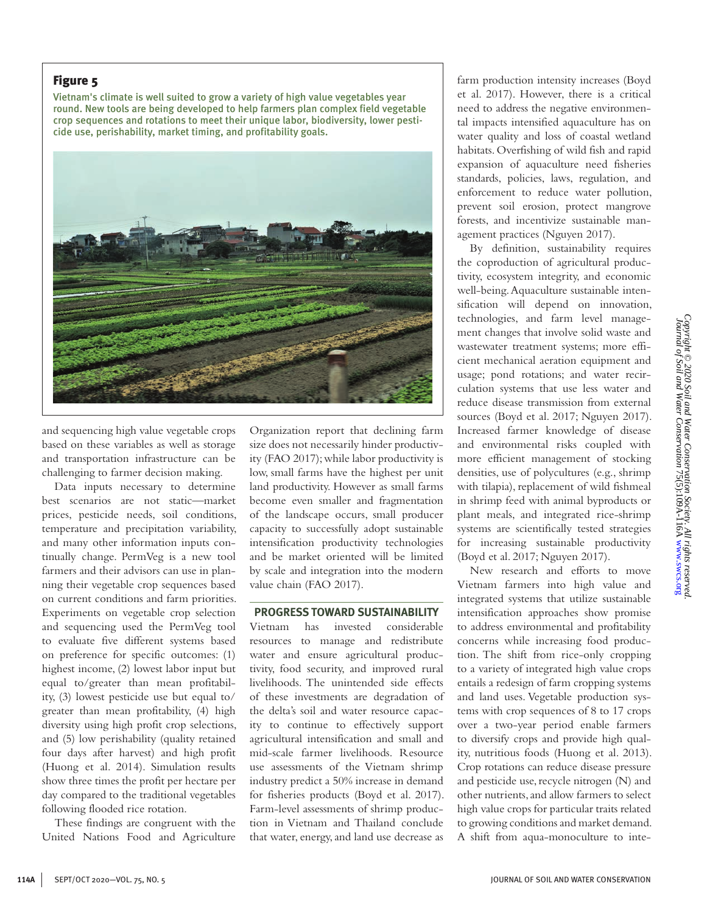**Figure 5**

Vietnam's climate is well suited to grow a variety of high value vegetables year round. New tools are being developed to help farmers plan complex field vegetable crop sequences and rotations to meet their unique labor, biodiversity, lower pesticide use, perishability, market timing, and profitability goals.

and sequencing high value vegetable crops based on these variables as well as storage and transportation infrastructure can be challenging to farmer decision making.

Data inputs necessary to determine best scenarios are not static—market prices, pesticide needs, soil conditions, temperature and precipitation variability, and many other information inputs continually change. PermVeg is a new tool farmers and their advisors can use in planning their vegetable crop sequences based on current conditions and farm priorities. Experiments on vegetable crop selection and sequencing used the PermVeg tool to evaluate five different systems based on preference for specific outcomes: (1) highest income, (2) lowest labor input but equal to/greater than mean profitability, (3) lowest pesticide use but equal to/greater than mean profitability, (4) high diversity using high profit crop selections, and (5) low perishability (quality retained four days after harvest) and high profit (Huong et al. 2014). Simulation results show three times the profit per hectare per day compared to the traditional vegetables following flooded rice rotation.

These findings are congruent with the United Nations Food and Agriculture Organization report that declining farm size does not necessarily hinder productivity (FAO 2017); while labor productivity is low, small farms have the highest per unit land productivity. However as small farms become even smaller and fragmentation of the landscape occurs, small producer capacity to successfully adopt sustainable intensification productivity technologies and be market oriented will be limited by scale and integration into the modern value chain (FAO 2017).

## PROGRESS TOWARD SUSTAINABILITY

Vietnam has invested considerable resources to manage and redistribute water and ensure agricultural productivity, food security, and improved rural livelihoods. The unintended side effects of these investments are degradation of the delta's soil and water resource capacity to continue to effectively support agricultural intensification and small and mid-scale farmer livelihoods. Resource use assessments of the Vietnam shrimp industry predict a 50% increase in demand for fisheries products (Boyd et al. 2017). Farm-level assessments of shrimp production in Vietnam and Thailand conclude that water, energy, and land use decrease as farm production intensity increases (Boyd et al. 2017). However, there is a critical need to address the negative environmental impacts intensified aquaculture has on water quality and loss of coastal wetland habitats. Overfishing of wild fish and rapid expansion of aquaculture need fisheries standards, policies, laws, regulation, and enforcement to reduce water pollution, prevent soil erosion, protect mangrove forests, and incentivize sustainable management practices (Nguyen 2017).

By definition, sustainability requires the coproduction of agricultural productivity, ecosystem integrity, and economic well-being. Aquaculture sustainable intensification will depend on innovation, technologies, and farm level management changes that involve solid waste and wastewater treatment systems; more efficient mechanical aeration equipment and usage; pond rotations; and water recirculation systems that use less water and reduce disease transmission from external sources (Boyd et al. 2017; Nguyen 2017). Increased farmer knowledge of disease and environmental risks coupled with more efficient management of stocking densities, use of polycultures (e.g., shrimp with tilapia), replacement of wild fishmeal in shrimp feed with animal byproducts or plant meals, and integrated rice-shrimp systems are scientifically tested strategies for increasing sustainable productivity (Boyd et al. 2017; Nguyen 2017).

New research and efforts to move Vietnam farmers into high value and integrated systems that utilize sustainable intensification approaches show promise to address environmental and profitability concerns while increasing food production. The shift from rice-only cropping to a variety of integrated high value crops entails a redesign of farm cropping systems and land uses. Vegetable production systems with crop sequences of 8 to 17 crops over a two-year period enable farmers to diversify crops and provide high quality, nutritious foods (Huong et al. 2013). Crop rotations can reduce disease pressure and pesticide use, recycle nitrogen (N) and other nutrients, and allow farmers to select high value crops for particular traits related to growing conditions and market demand. A shift from aqua-monoculture to inte-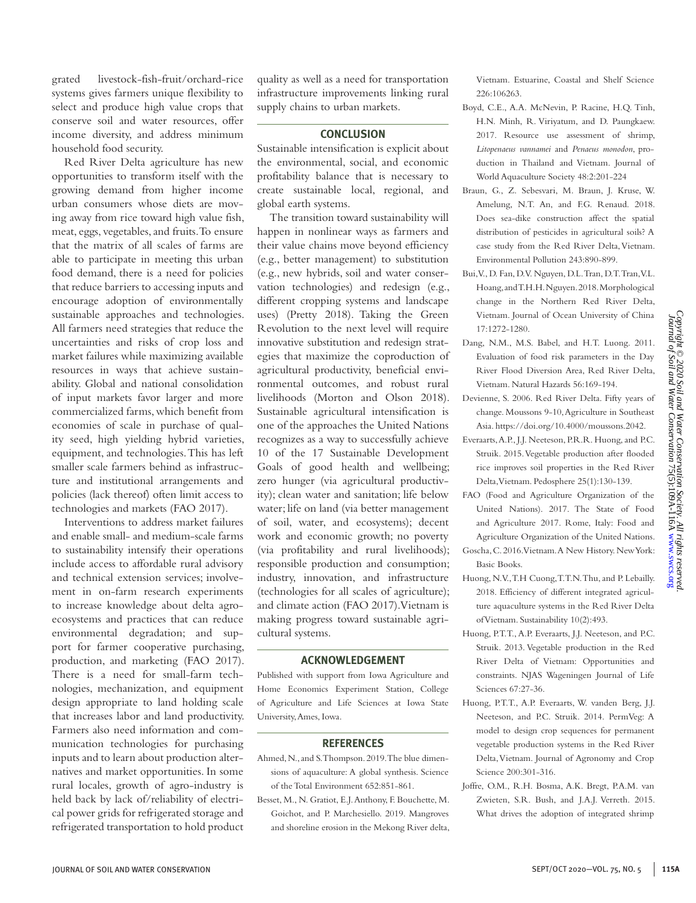grated livestock-fish-fruit/orchard-rice systems gives farmers unique flexibility to select and produce high value crops that conserve soil and water resources, offer income diversity, and address minimum household food security.

Red River Delta agriculture has new opportunities to transform itself with the growing demand from higher income urban consumers whose diets are moving away from rice toward high value fish, meat, eggs, vegetables, and fruits. To ensure that the matrix of all scales of farms are able to participate in meeting this urban food demand, there is a need for policies that reduce barriers to accessing inputs and encourage adoption of environmentally sustainable approaches and technologies. All farmers need strategies that reduce the uncertainties and risks of crop loss and market failures while maximizing available resources in ways that achieve sustainability. Global and national consolidation of input markets favor larger and more commercialized farms, which benefit from economies of scale in purchase of quality seed, high yielding hybrid varieties, equipment, and technologies. This has left smaller scale farmers behind as infrastructure and institutional arrangements and policies (lack thereof) often limit access to technologies and markets (FAO 2017).

Interventions to address market failures and enable small- and medium-scale farms to sustainability intensify their operations include access to affordable rural advisory and technical extension services; involvement in on-farm research experiments to increase knowledge about delta agroecosystems and practices that can reduce environmental degradation; and support for farmer cooperative purchasing, production, and marketing (FAO 2017). There is a need for small-farm technologies, mechanization, and equipment design appropriate to land holding scale that increases labor and land productivity. Farmers also need information and communication technologies for purchasing inputs and to learn about production alternatives and market opportunities. In some rural locales, growth of agro-industry is held back by lack of/reliability of electrical power grids for refrigerated storage and refrigerated transportation to hold product quality as well as a need for transportation infrastructure improvements linking rural supply chains to urban markets.

## CONCLUSION

Sustainable intensification is explicit about the environmental, social, and economic profitability balance that is necessary to create sustainable local, regional, and global earth systems.

The transition toward sustainability will happen in nonlinear ways as farmers and their value chains move beyond efficiency (e.g., better management) to substitution (e.g., new hybrids, soil and water conservation technologies) and redesign (e.g., different cropping systems and landscape uses) (Pretty 2018). Taking the Green Revolution to the next level will require innovative substitution and redesign strategies that maximize the coproduction of agricultural productivity, beneficial environmental outcomes, and robust rural livelihoods (Morton and Olson 2018). Sustainable agricultural intensification is one of the approaches the United Nations recognizes as a way to successfully achieve 10 of the 17 Sustainable Development Goals of good health and wellbeing; zero hunger (via agricultural productivity); clean water and sanitation; life below water; life on land (via better management of soil, water, and ecosystems); decent work and economic growth; no poverty (via profitability and rural livelihoods); responsible production and consumption; industry, innovation, and infrastructure (technologies for all scales of agriculture); and climate action (FAO 2017). Vietnam is making progress toward sustainable agricultural systems.

## ACKNOWLEDGEMENT

Published with support from Iowa Agriculture and Home Economics Experiment Station, College of Agriculture and Life Sciences at Iowa State University, Ames, Iowa.

## REFERENCES

Ahmed, N., and S. Thompson. 2019. The blue dimensions of aquaculture: A global synthesis. Science of the Total Environment 652:851-861.

Besset, M., N. Gratiot, E.J. Anthony, F. Bouchette, M. Goichot, and P. Marchesiello. 2019. Mangroves and shoreline erosion in the Mekong River delta, Vietnam. Estuarine, Coastal and Shelf Science 226:106263.

Boyd, C.E., A.A. McNevin, P. Racine, H.Q. Tinh, H.N. Minh, R. Viriyatum, and D. Paungkaew. 2017. Resource use assessment of shrimp, *Litopenaeus vannamei* and *Penaeus monodon*, production in Thailand and Vietnam. Journal of World Aquaculture Society 48:2:201-224

Braun, G., Z. Sebesvari, M. Braun, J. Kruse, W. Amelung, N.T. An, and F.G. Renaud. 2018. Does sea-dike construction affect the spatial distribution of pesticides in agricultural soils? A case study from the Red River Delta, Vietnam. Environmental Pollution 243:890-899.

Bui, V., D. Fan, D.V. Nguyen, D.L. Tran, D.T. Tran, V.L. Hoang, and T.H.H. Nguyen. 2018. Morphological change in the Northern Red River Delta, Vietnam. Journal of Ocean University of China 17:1272-1280.

Dang, N.M., M.S. Babel, and H.T. Luong. 2011. Evaluation of food risk parameters in the Day River Flood Diversion Area, Red River Delta, Vietnam. Natural Hazards 56:169-194.

Devienne, S. 2006. Red River Delta. Fifty years of change. Moussons 9-10, Agriculture in Southeast Asia. https://doi.org/10.4000/moussons.2042.

Everaarts, A.P., J.J. Neeteson, P.R.R. Huong, and P.C. Struik. 2015. Vegetable production after flooded rice improves soil properties in the Red River Delta, Vietnam. Pedosphere 25(1):130-139.

FAO (Food and Agriculture Organization of the United Nations). 2017. The State of Food and Agriculture 2017. Rome, Italy: Food and Agriculture Organization of the United Nations.

Goscha, C. 2016. Vietnam. A New History. New York: Basic Books.

Huong, N.V., T.H Cuong, T.T.N. Thu, and P. Lebailly. 2018. Efficiency of different integrated agriculture aquaculture systems in the Red River Delta of Vietnam. Sustainability 10(2):493.

Huong, P.T.T., A.P. Everaarts, J.J. Neeteson, and P.C. Struik. 2013. Vegetable production in the Red River Delta of Vietnam: Opportunities and constraints. NJAS Wageningen Journal of Life Sciences 67:27-36.

Huong, P.T.T., A.P. Everaarts, W. vanden Berg, J.J. Neeteson, and P.C. Struik. 2014. PermVeg: A model to design crop sequences for permanent vegetable production systems in the Red River Delta, Vietnam. Journal of Agronomy and Crop Science 200:301-316.

Joffre, O.M., R.H. Bosma, A.K. Bregt, P.A.M. van Zwieten, S.R. Bush, and J.A.J. Verreth. 2015. What drives the adoption of integrated shrimp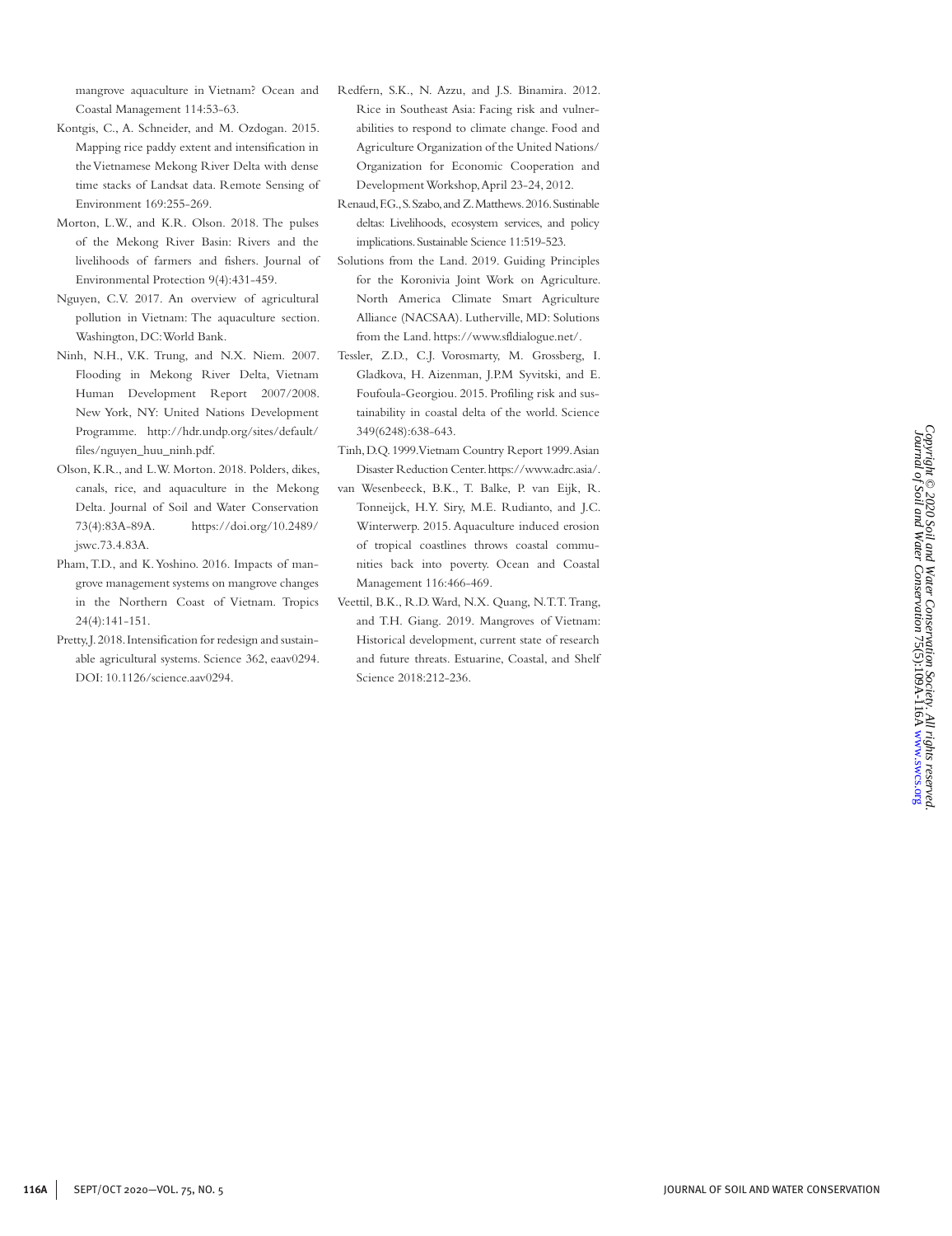mangrove aquaculture in Vietnam? Ocean and Coastal Management 114:53-63.

Kontgis, C., A. Schneider, and M. Ozdogan. 2015. Mapping rice paddy extent and intensification in the Vietnamese Mekong River Delta with dense time stacks of Landsat data. Remote Sensing of Environment 169:255-269.

Morton, L.W., and K.R. Olson. 2018. The pulses of the Mekong River Basin: Rivers and the livelihoods of farmers and fishers. Journal of Environmental Protection 9(4):431-459.

Nguyen, C.V. 2017. An overview of agricultural pollution in Vietnam: The aquaculture section. Washington, DC: World Bank.

Ninh, N.H., V.K. Trung, and N.X. Niem. 2007. Flooding in Mekong River Delta, Vietnam Human Development Report 2007/2008. New York, NY: United Nations Development Programme. http://hdr.undp.org/sites/default/files/nguyen_huu_ninh.pdf.

Olson, K.R., and L.W. Morton. 2018. Polders, dikes, canals, rice, and aquaculture in the Mekong Delta. Journal of Soil and Water Conservation 73(4):83A-89A. https://doi.org/10.2489/jswc.73.4.83A.

Pham, T.D., and K. Yoshino. 2016. Impacts of mangrove management systems on mangrove changes in the Northern Coast of Vietnam. Tropics 24(4):141-151.

Pretty, J. 2018. Intensification for redesign and sustainable agricultural systems. Science 362, eaav0294. DOI: 10.1126/science.aav0294.

Redfern, S.K., N. Azzu, and J.S. Binamira. 2012. Rice in Southeast Asia: Facing risk and vulnerabilities to respond to climate change. Food and Agriculture Organization of the United Nations/Organization for Economic Cooperation and Development Workshop, April 23-24, 2012.

Renaud, F.G., S. Szabo, and Z. Matthews. 2016. Sustainable deltas: Livelihoods, ecosystem services, and policy implications. Sustainable Science 11:519-523.

Solutions from the Land. 2019. Guiding Principles for the Koronivia Joint Work on Agriculture. North America Climate Smart Agriculture Alliance (NACSAA). Lutherville, MD: Solutions from the Land. https://www.sfldialogue.net/.

Tessler, Z.D., C.J. Vorosmarty, M. Grossberg, I. Gladkova, H. Aizenman, J.P.M Syvitski, and E. Foufoula-Georgiou. 2015. Profiling risk and sustainability in coastal delta of the world. Science 349(6248):638-643.

Tinh, D.Q. 1999. Vietnam Country Report 1999. Asian Disaster Reduction Center. https://www.adrc.asia/.

van Wesenbeeck, B.K., T. Balke, P. van Eijk, R. Tonneijck, H.Y. Siry, M.E. Rudianto, and J.C. Winterwerp. 2015. Aquaculture induced erosion of tropical coastlines throws coastal communities back into poverty. Ocean and Coastal Management 116:466-469.

Veettil, B.K., R.D. Ward, N.X. Quang, N.T.T. Trang, and T.H. Giang. 2019. Mangroves of Vietnam: Historical development, current state of research and future threats. Estuarine, Coastal, and Shelf Science 2018:212-236.